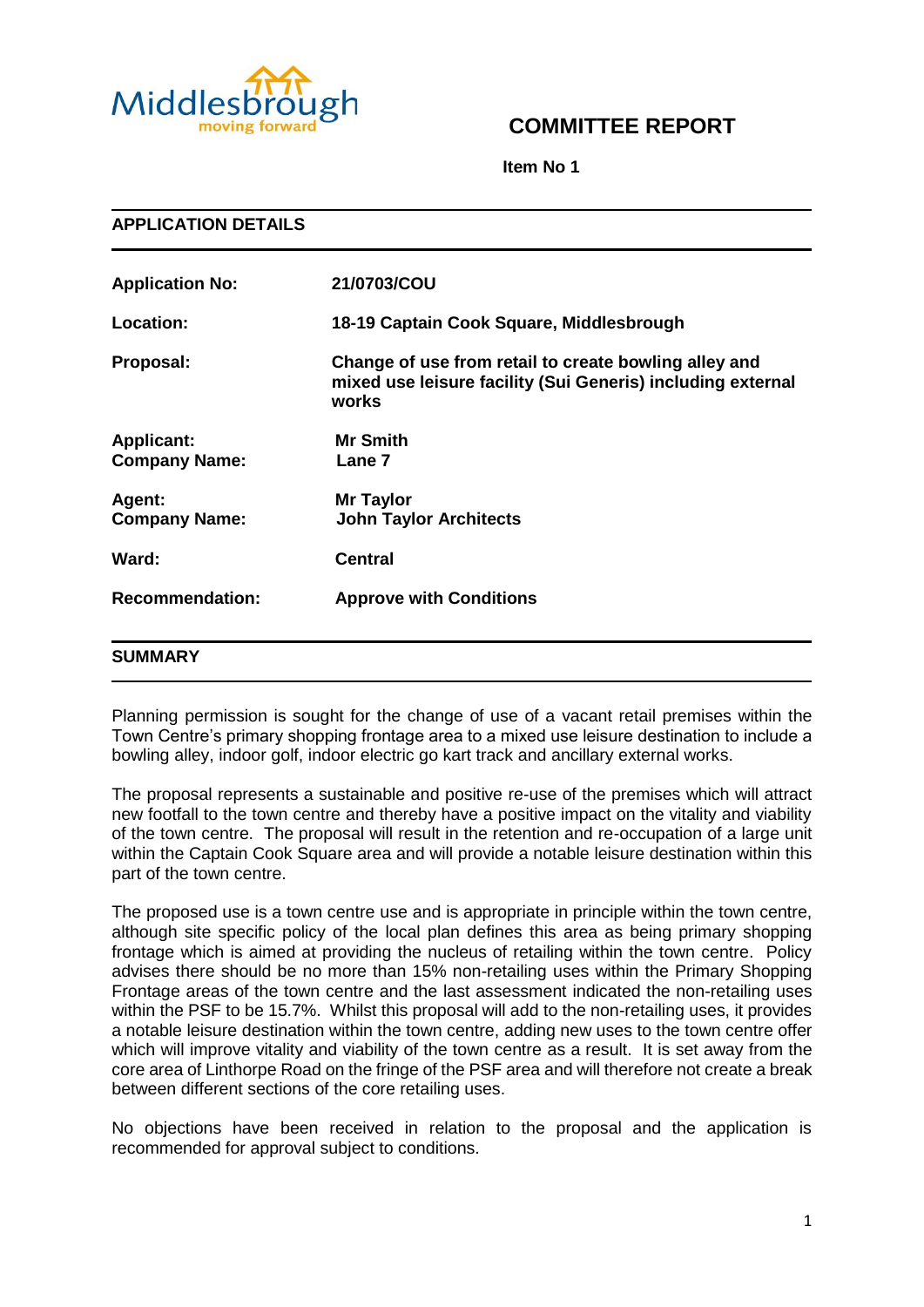# COMMITTEE REPORT

**Item No 1**

## APPLICATION DETAILS

| | |
|---|---|
| **Application No:** | **21/0703/COU** |
| **Location:** | **18-19 Captain Cook Square, Middlesbrough** |
| **Proposal:** | **Change of use from retail to create bowling alley and mixed use leisure facility (Sui Generis) including external works** |
| **Applicant:** **Company Name:** | **Mr Smith** **Lane 7** |
| **Agent:** **Company Name:** | **Mr Taylor** **John Taylor Architects** |
| **Ward:** | **Central** |
| **Recommendation:** | **Approve with Conditions** |

## SUMMARY

Planning permission is sought for the change of use of a vacant retail premises within the Town Centre's primary shopping frontage area to a mixed use leisure destination to include a bowling alley, indoor golf, indoor electric go kart track and ancillary external works.

The proposal represents a sustainable and positive re-use of the premises which will attract new footfall to the town centre and thereby have a positive impact on the vitality and viability of the town centre. The proposal will result in the retention and re-occupation of a large unit within the Captain Cook Square area and will provide a notable leisure destination within this part of the town centre.

The proposed use is a town centre use and is appropriate in principle within the town centre, although site specific policy of the local plan defines this area as being primary shopping frontage which is aimed at providing the nucleus of retailing within the town centre. Policy advises there should be no more than 15% non-retailing uses within the Primary Shopping Frontage areas of the town centre and the last assessment indicated the non-retailing uses within the PSF to be 15.7%. Whilst this proposal will add to the non-retailing uses, it provides a notable leisure destination within the town centre, adding new uses to the town centre offer which will improve vitality and viability of the town centre as a result. It is set away from the core area of Linthorpe Road on the fringe of the PSF area and will therefore not create a break between different sections of the core retailing uses.

No objections have been received in relation to the proposal and the application is recommended for approval subject to conditions.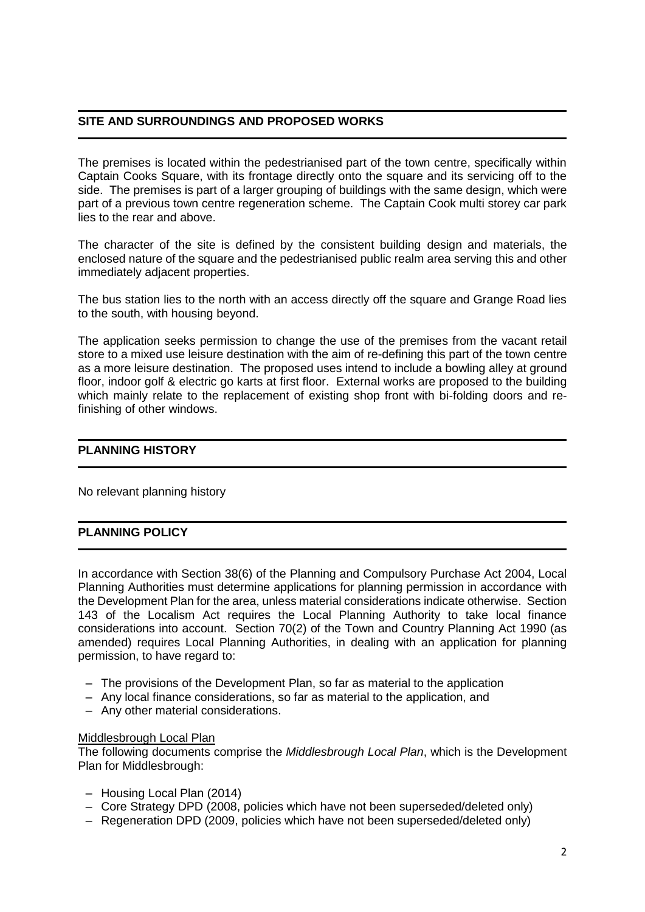## SITE AND SURROUNDINGS AND PROPOSED WORKS

The premises is located within the pedestrianised part of the town centre, specifically within Captain Cooks Square, with its frontage directly onto the square and its servicing off to the side. The premises is part of a larger grouping of buildings with the same design, which were part of a previous town centre regeneration scheme. The Captain Cook multi storey car park lies to the rear and above.

The character of the site is defined by the consistent building design and materials, the enclosed nature of the square and the pedestrianised public realm area serving this and other immediately adjacent properties.

The bus station lies to the north with an access directly off the square and Grange Road lies to the south, with housing beyond.

The application seeks permission to change the use of the premises from the vacant retail store to a mixed use leisure destination with the aim of re-defining this part of the town centre as a more leisure destination. The proposed uses intend to include a bowling alley at ground floor, indoor golf & electric go karts at first floor. External works are proposed to the building which mainly relate to the replacement of existing shop front with bi-folding doors and re-finishing of other windows.

## PLANNING HISTORY

No relevant planning history

## PLANNING POLICY

In accordance with Section 38(6) of the Planning and Compulsory Purchase Act 2004, Local Planning Authorities must determine applications for planning permission in accordance with the Development Plan for the area, unless material considerations indicate otherwise. Section 143 of the Localism Act requires the Local Planning Authority to take local finance considerations into account. Section 70(2) of the Town and Country Planning Act 1990 (as amended) requires Local Planning Authorities, in dealing with an application for planning permission, to have regard to:

- The provisions of the Development Plan, so far as material to the application
- Any local finance considerations, so far as material to the application, and
- Any other material considerations.

### Middlesbrough Local Plan

The following documents comprise the *Middlesbrough Local Plan*, which is the Development Plan for Middlesbrough:

- Housing Local Plan (2014)
- Core Strategy DPD (2008, policies which have not been superseded/deleted only)
- Regeneration DPD (2009, policies which have not been superseded/deleted only)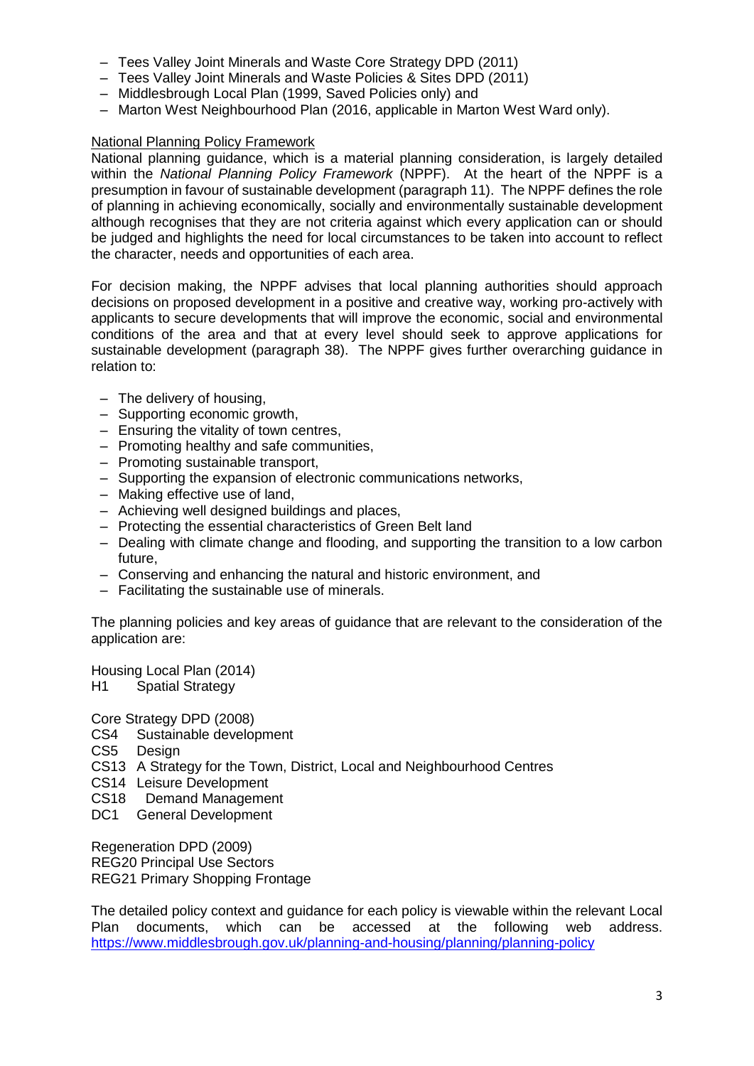- Tees Valley Joint Minerals and Waste Core Strategy DPD (2011)
- Tees Valley Joint Minerals and Waste Policies & Sites DPD (2011)
- Middlesbrough Local Plan (1999, Saved Policies only) and
- Marton West Neighbourhood Plan (2016, applicable in Marton West Ward only).

<u>National Planning Policy Framework</u>

National planning guidance, which is a material planning consideration, is largely detailed within the *National Planning Policy Framework* (NPPF). At the heart of the NPPF is a presumption in favour of sustainable development (paragraph 11). The NPPF defines the role of planning in achieving economically, socially and environmentally sustainable development although recognises that they are not criteria against which every application can or should be judged and highlights the need for local circumstances to be taken into account to reflect the character, needs and opportunities of each area.

For decision making, the NPPF advises that local planning authorities should approach decisions on proposed development in a positive and creative way, working pro-actively with applicants to secure developments that will improve the economic, social and environmental conditions of the area and that at every level should seek to approve applications for sustainable development (paragraph 38). The NPPF gives further overarching guidance in relation to:

- The delivery of housing,
- Supporting economic growth,
- Ensuring the vitality of town centres,
- Promoting healthy and safe communities,
- Promoting sustainable transport,
- Supporting the expansion of electronic communications networks,
- Making effective use of land,
- Achieving well designed buildings and places,
- Protecting the essential characteristics of Green Belt land
- Dealing with climate change and flooding, and supporting the transition to a low carbon future,
- Conserving and enhancing the natural and historic environment, and
- Facilitating the sustainable use of minerals.

The planning policies and key areas of guidance that are relevant to the consideration of the application are:

Housing Local Plan (2014)
H1 Spatial Strategy

Core Strategy DPD (2008)
CS4 Sustainable development
CS5 Design
CS13 A Strategy for the Town, District, Local and Neighbourhood Centres
CS14 Leisure Development
CS18 Demand Management
DC1 General Development

Regeneration DPD (2009)
REG20 Principal Use Sectors
REG21 Primary Shopping Frontage

The detailed policy context and guidance for each policy is viewable within the relevant Local Plan documents, which can be accessed at the following web address. https://www.middlesbrough.gov.uk/planning-and-housing/planning/planning-policy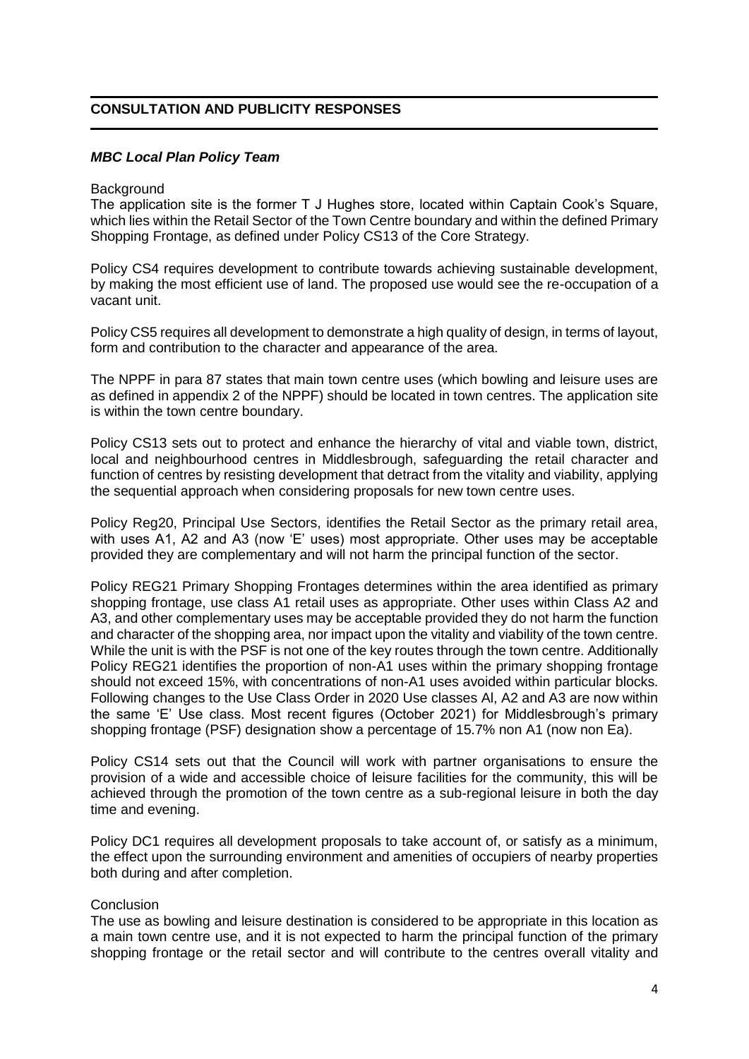## CONSULTATION AND PUBLICITY RESPONSES

***MBC Local Plan Policy Team***

Background

The application site is the former T J Hughes store, located within Captain Cook's Square, which lies within the Retail Sector of the Town Centre boundary and within the defined Primary Shopping Frontage, as defined under Policy CS13 of the Core Strategy.

Policy CS4 requires development to contribute towards achieving sustainable development, by making the most efficient use of land. The proposed use would see the re-occupation of a vacant unit.

Policy CS5 requires all development to demonstrate a high quality of design, in terms of layout, form and contribution to the character and appearance of the area.

The NPPF in para 87 states that main town centre uses (which bowling and leisure uses are as defined in appendix 2 of the NPPF) should be located in town centres. The application site is within the town centre boundary.

Policy CS13 sets out to protect and enhance the hierarchy of vital and viable town, district, local and neighbourhood centres in Middlesbrough, safeguarding the retail character and function of centres by resisting development that detract from the vitality and viability, applying the sequential approach when considering proposals for new town centre uses.

Policy Reg20, Principal Use Sectors, identifies the Retail Sector as the primary retail area, with uses A1, A2 and A3 (now 'E' uses) most appropriate. Other uses may be acceptable provided they are complementary and will not harm the principal function of the sector.

Policy REG21 Primary Shopping Frontages determines within the area identified as primary shopping frontage, use class A1 retail uses as appropriate. Other uses within Class A2 and A3, and other complementary uses may be acceptable provided they do not harm the function and character of the shopping area, nor impact upon the vitality and viability of the town centre. While the unit is with the PSF is not one of the key routes through the town centre. Additionally Policy REG21 identifies the proportion of non-A1 uses within the primary shopping frontage should not exceed 15%, with concentrations of non-A1 uses avoided within particular blocks. Following changes to the Use Class Order in 2020 Use classes Al, A2 and A3 are now within the same 'E' Use class. Most recent figures (October 2021) for Middlesbrough's primary shopping frontage (PSF) designation show a percentage of 15.7% non A1 (now non Ea).

Policy CS14 sets out that the Council will work with partner organisations to ensure the provision of a wide and accessible choice of leisure facilities for the community, this will be achieved through the promotion of the town centre as a sub-regional leisure in both the day time and evening.

Policy DC1 requires all development proposals to take account of, or satisfy as a minimum, the effect upon the surrounding environment and amenities of occupiers of nearby properties both during and after completion.

Conclusion

The use as bowling and leisure destination is considered to be appropriate in this location as a main town centre use, and it is not expected to harm the principal function of the primary shopping frontage or the retail sector and will contribute to the centres overall vitality and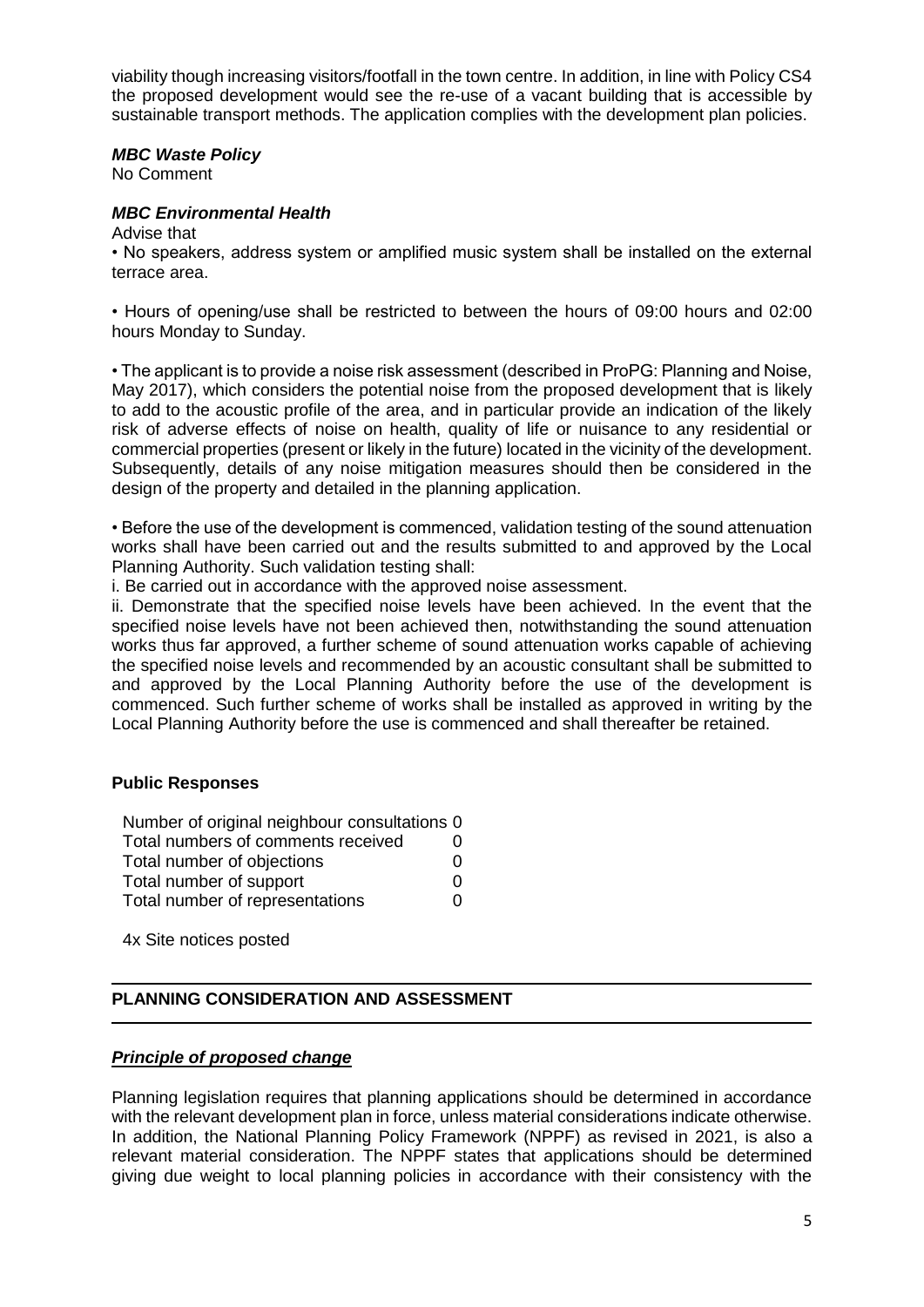viability though increasing visitors/footfall in the town centre. In addition, in line with Policy CS4 the proposed development would see the re-use of a vacant building that is accessible by sustainable transport methods. The application complies with the development plan policies.

***MBC Waste Policy***

No Comment

***MBC Environmental Health***

Advise that

• No speakers, address system or amplified music system shall be installed on the external terrace area.

• Hours of opening/use shall be restricted to between the hours of 09:00 hours and 02:00 hours Monday to Sunday.

• The applicant is to provide a noise risk assessment (described in ProPG: Planning and Noise, May 2017), which considers the potential noise from the proposed development that is likely to add to the acoustic profile of the area, and in particular provide an indication of the likely risk of adverse effects of noise on health, quality of life or nuisance to any residential or commercial properties (present or likely in the future) located in the vicinity of the development. Subsequently, details of any noise mitigation measures should then be considered in the design of the property and detailed in the planning application.

• Before the use of the development is commenced, validation testing of the sound attenuation works shall have been carried out and the results submitted to and approved by the Local Planning Authority. Such validation testing shall:

i. Be carried out in accordance with the approved noise assessment.

ii. Demonstrate that the specified noise levels have been achieved. In the event that the specified noise levels have not been achieved then, notwithstanding the sound attenuation works thus far approved, a further scheme of sound attenuation works capable of achieving the specified noise levels and recommended by an acoustic consultant shall be submitted to and approved by the Local Planning Authority before the use of the development is commenced. Such further scheme of works shall be installed as approved in writing by the Local Planning Authority before the use is commenced and shall thereafter be retained.

**Public Responses**

| | |
|---|---|
| Number of original neighbour consultations | 0 |
| Total numbers of comments received | 0 |
| Total number of objections | 0 |
| Total number of support | 0 |
| Total number of representations | 0 |

4x Site notices posted

## PLANNING CONSIDERATION AND ASSESSMENT

***Principle of proposed change***

Planning legislation requires that planning applications should be determined in accordance with the relevant development plan in force, unless material considerations indicate otherwise. In addition, the National Planning Policy Framework (NPPF) as revised in 2021, is also a relevant material consideration. The NPPF states that applications should be determined giving due weight to local planning policies in accordance with their consistency with the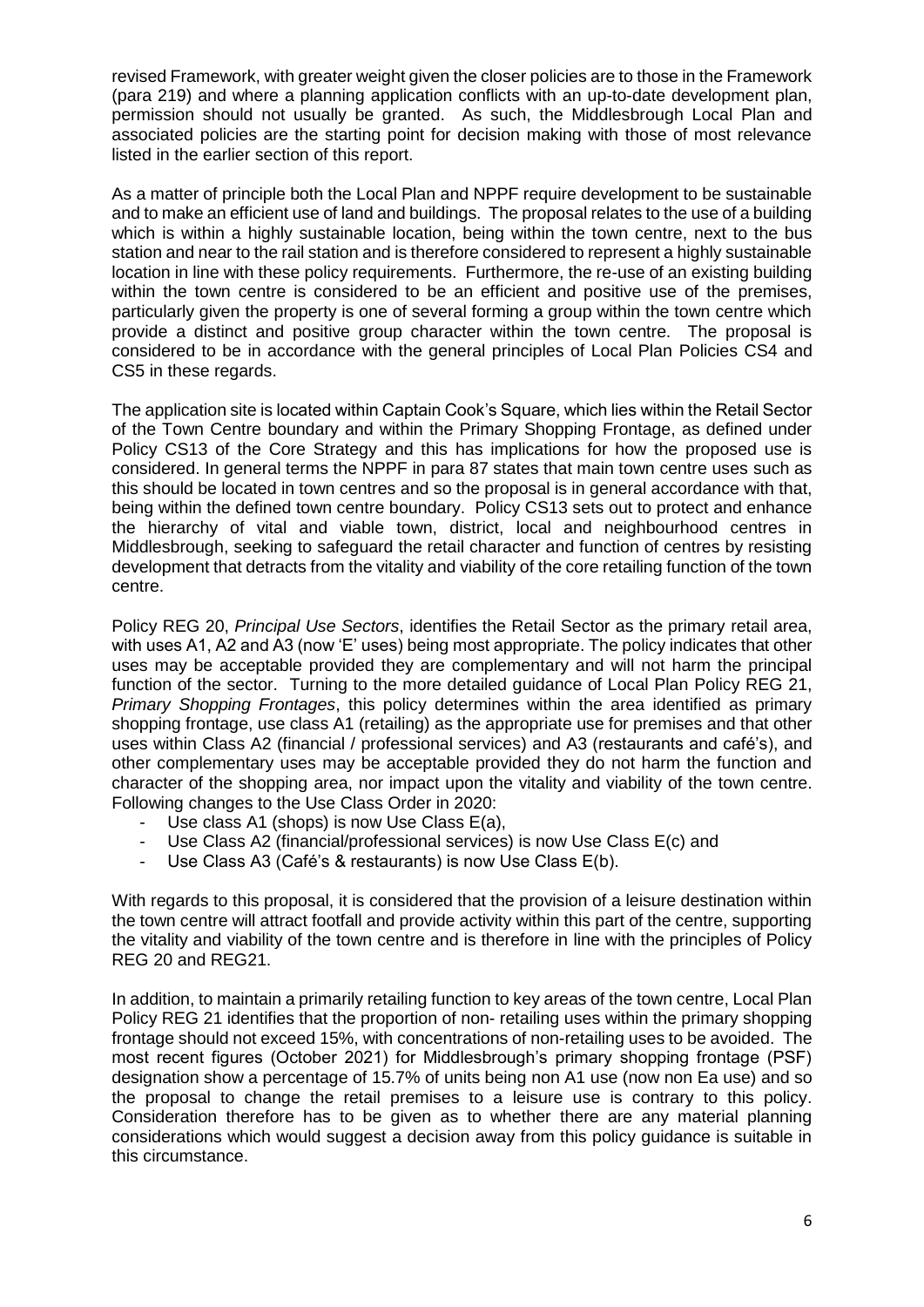revised Framework, with greater weight given the closer policies are to those in the Framework (para 219) and where a planning application conflicts with an up-to-date development plan, permission should not usually be granted. As such, the Middlesbrough Local Plan and associated policies are the starting point for decision making with those of most relevance listed in the earlier section of this report.

As a matter of principle both the Local Plan and NPPF require development to be sustainable and to make an efficient use of land and buildings. The proposal relates to the use of a building which is within a highly sustainable location, being within the town centre, next to the bus station and near to the rail station and is therefore considered to represent a highly sustainable location in line with these policy requirements. Furthermore, the re-use of an existing building within the town centre is considered to be an efficient and positive use of the premises, particularly given the property is one of several forming a group within the town centre which provide a distinct and positive group character within the town centre. The proposal is considered to be in accordance with the general principles of Local Plan Policies CS4 and CS5 in these regards.

The application site is located within Captain Cook's Square, which lies within the Retail Sector of the Town Centre boundary and within the Primary Shopping Frontage, as defined under Policy CS13 of the Core Strategy and this has implications for how the proposed use is considered. In general terms the NPPF in para 87 states that main town centre uses such as this should be located in town centres and so the proposal is in general accordance with that, being within the defined town centre boundary. Policy CS13 sets out to protect and enhance the hierarchy of vital and viable town, district, local and neighbourhood centres in Middlesbrough, seeking to safeguard the retail character and function of centres by resisting development that detracts from the vitality and viability of the core retailing function of the town centre.

Policy REG 20, *Principal Use Sectors*, identifies the Retail Sector as the primary retail area, with uses A1, A2 and A3 (now 'E' uses) being most appropriate. The policy indicates that other uses may be acceptable provided they are complementary and will not harm the principal function of the sector. Turning to the more detailed guidance of Local Plan Policy REG 21, *Primary Shopping Frontages*, this policy determines within the area identified as primary shopping frontage, use class A1 (retailing) as the appropriate use for premises and that other uses within Class A2 (financial / professional services) and A3 (restaurants and café's), and other complementary uses may be acceptable provided they do not harm the function and character of the shopping area, nor impact upon the vitality and viability of the town centre. Following changes to the Use Class Order in 2020:

- Use class A1 (shops) is now Use Class E(a),
- Use Class A2 (financial/professional services) is now Use Class E(c) and
- Use Class A3 (Café's & restaurants) is now Use Class E(b).

With regards to this proposal, it is considered that the provision of a leisure destination within the town centre will attract footfall and provide activity within this part of the centre, supporting the vitality and viability of the town centre and is therefore in line with the principles of Policy REG 20 and REG21.

In addition, to maintain a primarily retailing function to key areas of the town centre, Local Plan Policy REG 21 identifies that the proportion of non- retailing uses within the primary shopping frontage should not exceed 15%, with concentrations of non-retailing uses to be avoided. The most recent figures (October 2021) for Middlesbrough's primary shopping frontage (PSF) designation show a percentage of 15.7% of units being non A1 use (now non Ea use) and so the proposal to change the retail premises to a leisure use is contrary to this policy. Consideration therefore has to be given as to whether there are any material planning considerations which would suggest a decision away from this policy guidance is suitable in this circumstance.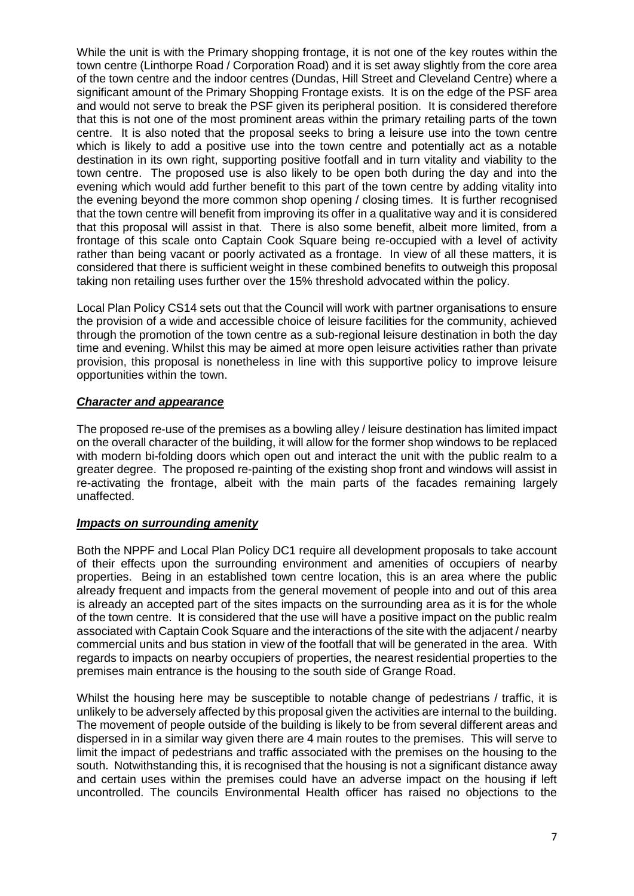While the unit is with the Primary shopping frontage, it is not one of the key routes within the town centre (Linthorpe Road / Corporation Road) and it is set away slightly from the core area of the town centre and the indoor centres (Dundas, Hill Street and Cleveland Centre) where a significant amount of the Primary Shopping Frontage exists. It is on the edge of the PSF area and would not serve to break the PSF given its peripheral position. It is considered therefore that this is not one of the most prominent areas within the primary retailing parts of the town centre. It is also noted that the proposal seeks to bring a leisure use into the town centre which is likely to add a positive use into the town centre and potentially act as a notable destination in its own right, supporting positive footfall and in turn vitality and viability to the town centre. The proposed use is also likely to be open both during the day and into the evening which would add further benefit to this part of the town centre by adding vitality into the evening beyond the more common shop opening / closing times. It is further recognised that the town centre will benefit from improving its offer in a qualitative way and it is considered that this proposal will assist in that. There is also some benefit, albeit more limited, from a frontage of this scale onto Captain Cook Square being re-occupied with a level of activity rather than being vacant or poorly activated as a frontage. In view of all these matters, it is considered that there is sufficient weight in these combined benefits to outweigh this proposal taking non retailing uses further over the 15% threshold advocated within the policy.

Local Plan Policy CS14 sets out that the Council will work with partner organisations to ensure the provision of a wide and accessible choice of leisure facilities for the community, achieved through the promotion of the town centre as a sub-regional leisure destination in both the day time and evening. Whilst this may be aimed at more open leisure activities rather than private provision, this proposal is nonetheless in line with this supportive policy to improve leisure opportunities within the town.

***Character and appearance***

The proposed re-use of the premises as a bowling alley / leisure destination has limited impact on the overall character of the building, it will allow for the former shop windows to be replaced with modern bi-folding doors which open out and interact the unit with the public realm to a greater degree. The proposed re-painting of the existing shop front and windows will assist in re-activating the frontage, albeit with the main parts of the facades remaining largely unaffected.

***Impacts on surrounding amenity***

Both the NPPF and Local Plan Policy DC1 require all development proposals to take account of their effects upon the surrounding environment and amenities of occupiers of nearby properties. Being in an established town centre location, this is an area where the public already frequent and impacts from the general movement of people into and out of this area is already an accepted part of the sites impacts on the surrounding area as it is for the whole of the town centre. It is considered that the use will have a positive impact on the public realm associated with Captain Cook Square and the interactions of the site with the adjacent / nearby commercial units and bus station in view of the footfall that will be generated in the area. With regards to impacts on nearby occupiers of properties, the nearest residential properties to the premises main entrance is the housing to the south side of Grange Road.

Whilst the housing here may be susceptible to notable change of pedestrians / traffic, it is unlikely to be adversely affected by this proposal given the activities are internal to the building. The movement of people outside of the building is likely to be from several different areas and dispersed in in a similar way given there are 4 main routes to the premises. This will serve to limit the impact of pedestrians and traffic associated with the premises on the housing to the south. Notwithstanding this, it is recognised that the housing is not a significant distance away and certain uses within the premises could have an adverse impact on the housing if left uncontrolled. The councils Environmental Health officer has raised no objections to the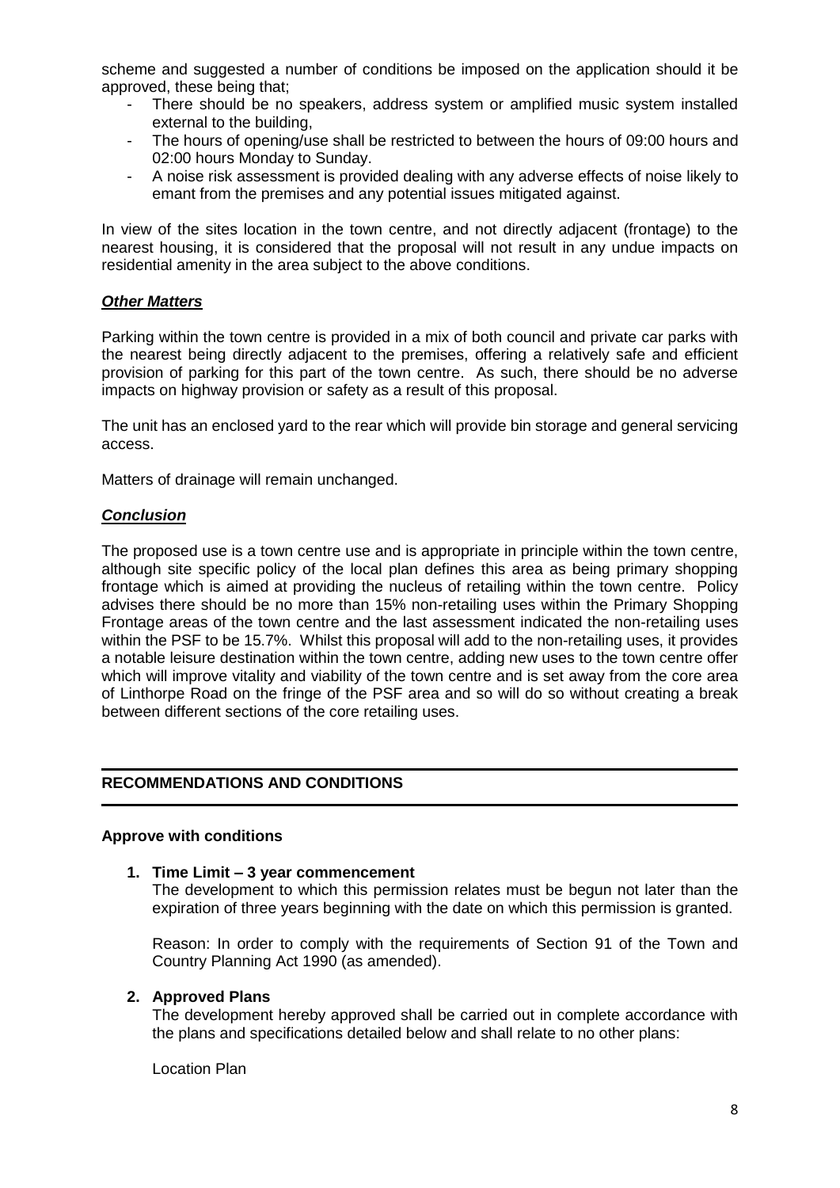scheme and suggested a number of conditions be imposed on the application should it be approved, these being that;

- There should be no speakers, address system or amplified music system installed external to the building,
- The hours of opening/use shall be restricted to between the hours of 09:00 hours and 02:00 hours Monday to Sunday.
- A noise risk assessment is provided dealing with any adverse effects of noise likely to emant from the premises and any potential issues mitigated against.

In view of the sites location in the town centre, and not directly adjacent (frontage) to the nearest housing, it is considered that the proposal will not result in any undue impacts on residential amenity in the area subject to the above conditions.

***Other Matters***

Parking within the town centre is provided in a mix of both council and private car parks with the nearest being directly adjacent to the premises, offering a relatively safe and efficient provision of parking for this part of the town centre. As such, there should be no adverse impacts on highway provision or safety as a result of this proposal.

The unit has an enclosed yard to the rear which will provide bin storage and general servicing access.

Matters of drainage will remain unchanged.

***Conclusion***

The proposed use is a town centre use and is appropriate in principle within the town centre, although site specific policy of the local plan defines this area as being primary shopping frontage which is aimed at providing the nucleus of retailing within the town centre. Policy advises there should be no more than 15% non-retailing uses within the Primary Shopping Frontage areas of the town centre and the last assessment indicated the non-retailing uses within the PSF to be 15.7%. Whilst this proposal will add to the non-retailing uses, it provides a notable leisure destination within the town centre, adding new uses to the town centre offer which will improve vitality and viability of the town centre and is set away from the core area of Linthorpe Road on the fringe of the PSF area and so will do so without creating a break between different sections of the core retailing uses.

## RECOMMENDATIONS AND CONDITIONS

**Approve with conditions**

1. **Time Limit – 3 year commencement**
   The development to which this permission relates must be begun not later than the expiration of three years beginning with the date on which this permission is granted.

   Reason: In order to comply with the requirements of Section 91 of the Town and Country Planning Act 1990 (as amended).

2. **Approved Plans**
   The development hereby approved shall be carried out in complete accordance with the plans and specifications detailed below and shall relate to no other plans:

   Location Plan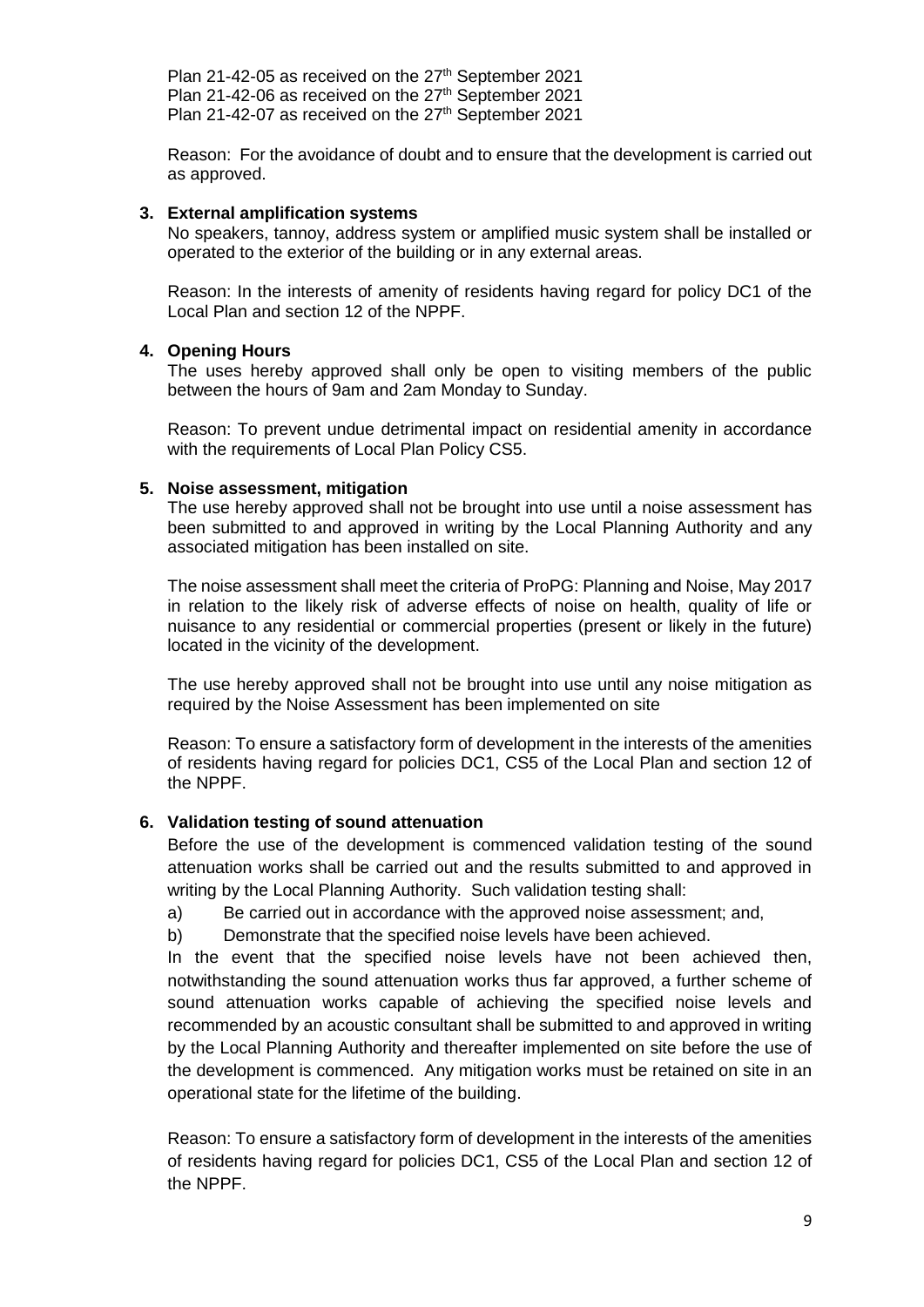Plan 21-42-05 as received on the 27th September 2021
Plan 21-42-06 as received on the 27th September 2021
Plan 21-42-07 as received on the 27th September 2021

Reason: For the avoidance of doubt and to ensure that the development is carried out as approved.

**3. External amplification systems**

No speakers, tannoy, address system or amplified music system shall be installed or operated to the exterior of the building or in any external areas.

Reason: In the interests of amenity of residents having regard for policy DC1 of the Local Plan and section 12 of the NPPF.

**4. Opening Hours**

The uses hereby approved shall only be open to visiting members of the public between the hours of 9am and 2am Monday to Sunday.

Reason: To prevent undue detrimental impact on residential amenity in accordance with the requirements of Local Plan Policy CS5.

**5. Noise assessment, mitigation**

The use hereby approved shall not be brought into use until a noise assessment has been submitted to and approved in writing by the Local Planning Authority and any associated mitigation has been installed on site.

The noise assessment shall meet the criteria of ProPG: Planning and Noise, May 2017 in relation to the likely risk of adverse effects of noise on health, quality of life or nuisance to any residential or commercial properties (present or likely in the future) located in the vicinity of the development.

The use hereby approved shall not be brought into use until any noise mitigation as required by the Noise Assessment has been implemented on site

Reason: To ensure a satisfactory form of development in the interests of the amenities of residents having regard for policies DC1, CS5 of the Local Plan and section 12 of the NPPF.

**6. Validation testing of sound attenuation**

Before the use of the development is commenced validation testing of the sound attenuation works shall be carried out and the results submitted to and approved in writing by the Local Planning Authority. Such validation testing shall:

a) Be carried out in accordance with the approved noise assessment; and,
b) Demonstrate that the specified noise levels have been achieved.

In the event that the specified noise levels have not been achieved then, notwithstanding the sound attenuation works thus far approved, a further scheme of sound attenuation works capable of achieving the specified noise levels and recommended by an acoustic consultant shall be submitted to and approved in writing by the Local Planning Authority and thereafter implemented on site before the use of the development is commenced. Any mitigation works must be retained on site in an operational state for the lifetime of the building.

Reason: To ensure a satisfactory form of development in the interests of the amenities of residents having regard for policies DC1, CS5 of the Local Plan and section 12 of the NPPF.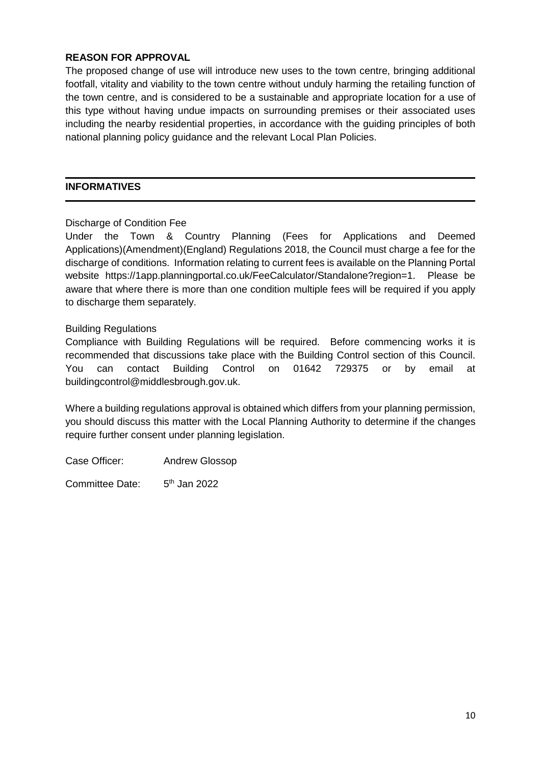**REASON FOR APPROVAL**

The proposed change of use will introduce new uses to the town centre, bringing additional footfall, vitality and viability to the town centre without unduly harming the retailing function of the town centre, and is considered to be a sustainable and appropriate location for a use of this type without having undue impacts on surrounding premises or their associated uses including the nearby residential properties, in accordance with the guiding principles of both national planning policy guidance and the relevant Local Plan Policies.

---

**INFORMATIVES**

---

Discharge of Condition Fee

Under the Town & Country Planning (Fees for Applications and Deemed Applications)(Amendment)(England) Regulations 2018, the Council must charge a fee for the discharge of conditions. Information relating to current fees is available on the Planning Portal website https://1app.planningportal.co.uk/FeeCalculator/Standalone?region=1. Please be aware that where there is more than one condition multiple fees will be required if you apply to discharge them separately.

Building Regulations

Compliance with Building Regulations will be required. Before commencing works it is recommended that discussions take place with the Building Control section of this Council. You can contact Building Control on 01642 729375 or by email at buildingcontrol@middlesbrough.gov.uk.

Where a building regulations approval is obtained which differs from your planning permission, you should discuss this matter with the Local Planning Authority to determine if the changes require further consent under planning legislation.

Case Officer: Andrew Glossop

Committee Date: 5th Jan 2022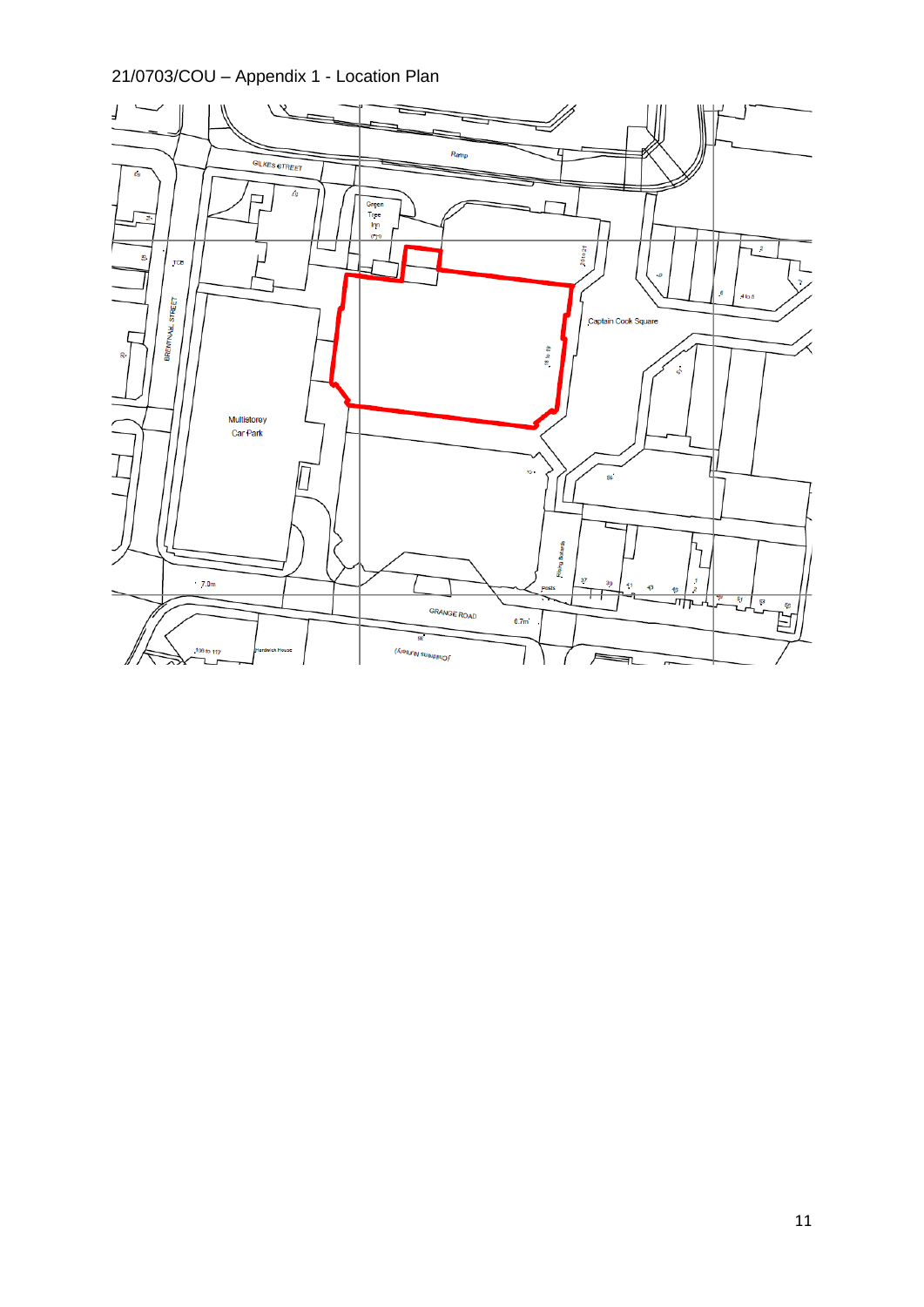21/0703/COU – Appendix 1 - Location Plan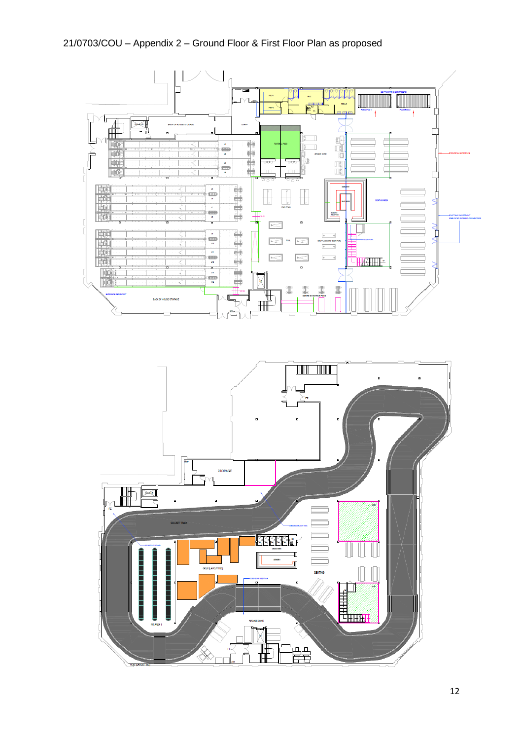21/0703/COU – Appendix 2 – Ground Floor & First Floor Plan as proposed